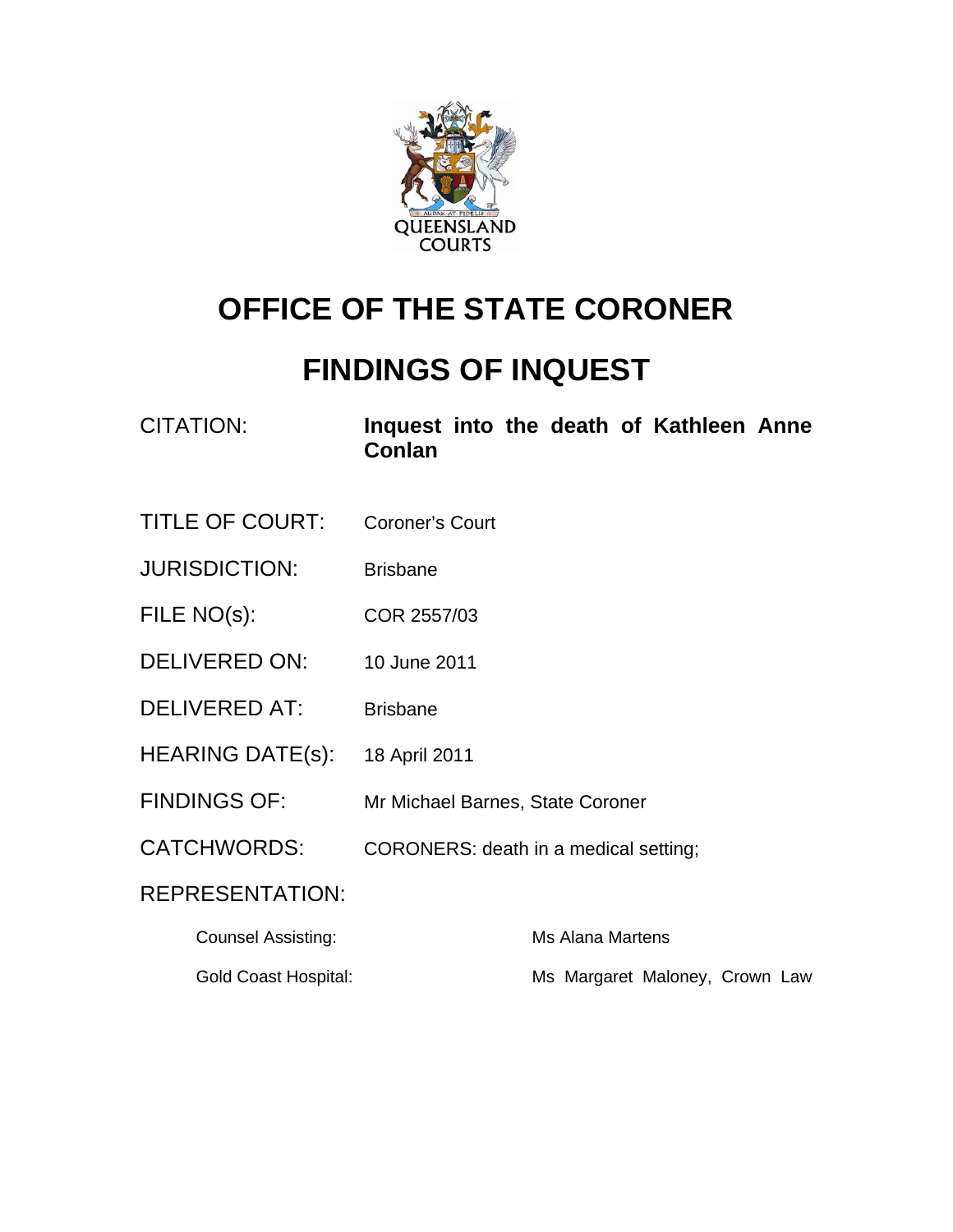QUEENSLAND COURTS

# OFFICE OF THE STATE CORONER

# FINDINGS OF INQUEST

| | |
|---|---|
| CITATION: | **Inquest into the death of Kathleen Anne Conlan** |
| TITLE OF COURT: | Coroner's Court |
| JURISDICTION: | Brisbane |
| FILE NO(s): | COR 2557/03 |
| DELIVERED ON: | 10 June 2011 |
| DELIVERED AT: | Brisbane |
| HEARING DATE(s): | 18 April 2011 |
| FINDINGS OF: | Mr Michael Barnes, State Coroner |
| CATCHWORDS: | CORONERS: death in a medical setting; |

REPRESENTATION:

| | |
|---|---|
| Counsel Assisting: | Ms Alana Martens |
| Gold Coast Hospital: | Ms Margaret Maloney, Crown Law |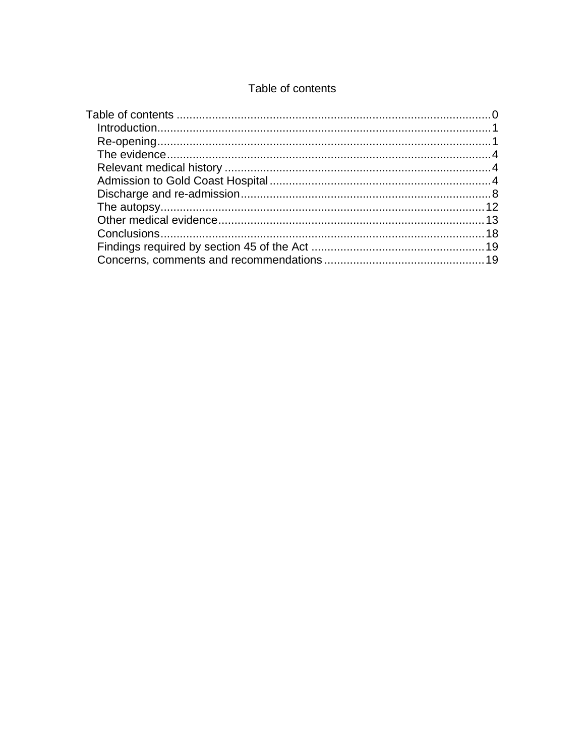# Table of contents

Table of contents .......................................................................................... 0
- Introduction .......................................................................................... 1
- Re-opening .......................................................................................... 1
- The evidence .......................................................................................... 4
- Relevant medical history .......................................................................................... 4
- Admission to Gold Coast Hospital .......................................................................................... 4
- Discharge and re-admission .......................................................................................... 8
- The autopsy .......................................................................................... 12
- Other medical evidence .......................................................................................... 13
- Conclusions .......................................................................................... 18
- Findings required by section 45 of the Act .......................................................................................... 19
- Concerns, comments and recommendations .......................................................................................... 19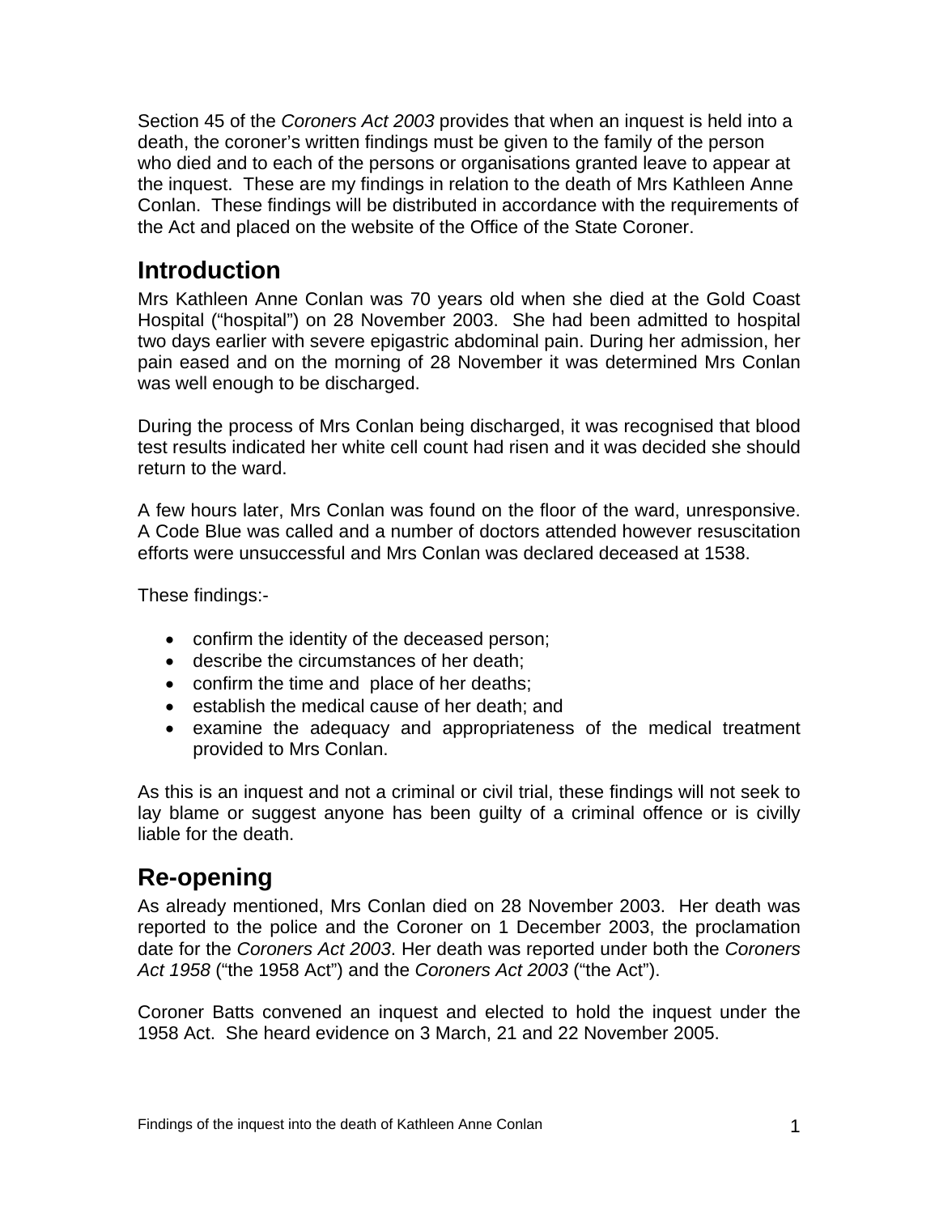Section 45 of the *Coroners Act 2003* provides that when an inquest is held into a death, the coroner's written findings must be given to the family of the person who died and to each of the persons or organisations granted leave to appear at the inquest. These are my findings in relation to the death of Mrs Kathleen Anne Conlan. These findings will be distributed in accordance with the requirements of the Act and placed on the website of the Office of the State Coroner.

## Introduction

Mrs Kathleen Anne Conlan was 70 years old when she died at the Gold Coast Hospital ("hospital") on 28 November 2003. She had been admitted to hospital two days earlier with severe epigastric abdominal pain. During her admission, her pain eased and on the morning of 28 November it was determined Mrs Conlan was well enough to be discharged.

During the process of Mrs Conlan being discharged, it was recognised that blood test results indicated her white cell count had risen and it was decided she should return to the ward.

A few hours later, Mrs Conlan was found on the floor of the ward, unresponsive. A Code Blue was called and a number of doctors attended however resuscitation efforts were unsuccessful and Mrs Conlan was declared deceased at 1538.

These findings:-

- confirm the identity of the deceased person;
- describe the circumstances of her death;
- confirm the time and place of her deaths;
- establish the medical cause of her death; and
- examine the adequacy and appropriateness of the medical treatment provided to Mrs Conlan.

As this is an inquest and not a criminal or civil trial, these findings will not seek to lay blame or suggest anyone has been guilty of a criminal offence or is civilly liable for the death.

## Re-opening

As already mentioned, Mrs Conlan died on 28 November 2003. Her death was reported to the police and the Coroner on 1 December 2003, the proclamation date for the *Coroners Act 2003*. Her death was reported under both the *Coroners Act 1958* ("the 1958 Act") and the *Coroners Act 2003* ("the Act").

Coroner Batts convened an inquest and elected to hold the inquest under the 1958 Act. She heard evidence on 3 March, 21 and 22 November 2005.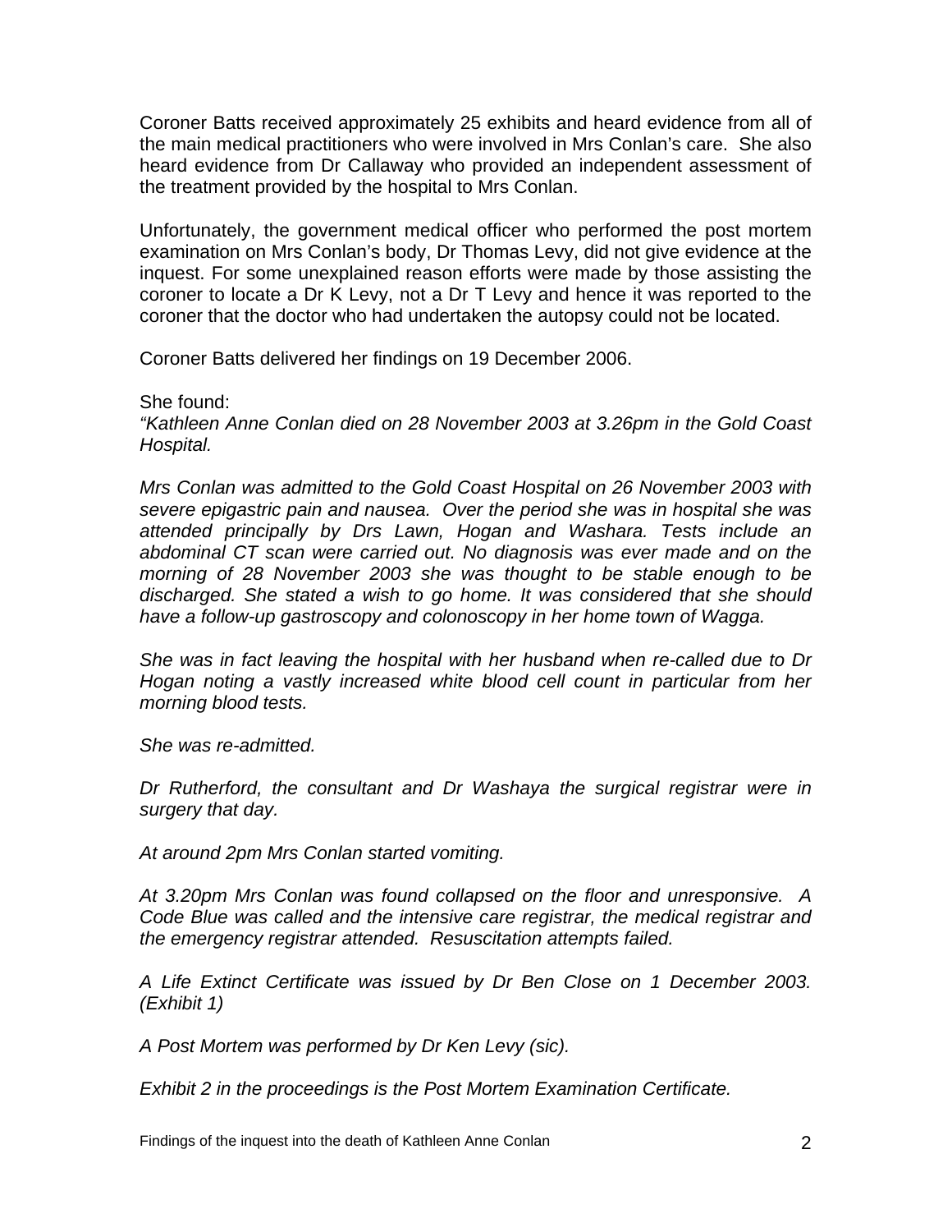Coroner Batts received approximately 25 exhibits and heard evidence from all of the main medical practitioners who were involved in Mrs Conlan's care. She also heard evidence from Dr Callaway who provided an independent assessment of the treatment provided by the hospital to Mrs Conlan.

Unfortunately, the government medical officer who performed the post mortem examination on Mrs Conlan's body, Dr Thomas Levy, did not give evidence at the inquest. For some unexplained reason efforts were made by those assisting the coroner to locate a Dr K Levy, not a Dr T Levy and hence it was reported to the coroner that the doctor who had undertaken the autopsy could not be located.

Coroner Batts delivered her findings on 19 December 2006.

She found:

*"Kathleen Anne Conlan died on 28 November 2003 at 3.26pm in the Gold Coast Hospital.*

*Mrs Conlan was admitted to the Gold Coast Hospital on 26 November 2003 with severe epigastric pain and nausea. Over the period she was in hospital she was attended principally by Drs Lawn, Hogan and Washara. Tests include an abdominal CT scan were carried out. No diagnosis was ever made and on the morning of 28 November 2003 she was thought to be stable enough to be discharged. She stated a wish to go home. It was considered that she should have a follow-up gastroscopy and colonoscopy in her home town of Wagga.*

*She was in fact leaving the hospital with her husband when re-called due to Dr Hogan noting a vastly increased white blood cell count in particular from her morning blood tests.*

*She was re-admitted.*

*Dr Rutherford, the consultant and Dr Washaya the surgical registrar were in surgery that day.*

*At around 2pm Mrs Conlan started vomiting.*

*At 3.20pm Mrs Conlan was found collapsed on the floor and unresponsive. A Code Blue was called and the intensive care registrar, the medical registrar and the emergency registrar attended. Resuscitation attempts failed.*

*A Life Extinct Certificate was issued by Dr Ben Close on 1 December 2003. (Exhibit 1)*

*A Post Mortem was performed by Dr Ken Levy (sic).*

*Exhibit 2 in the proceedings is the Post Mortem Examination Certificate.*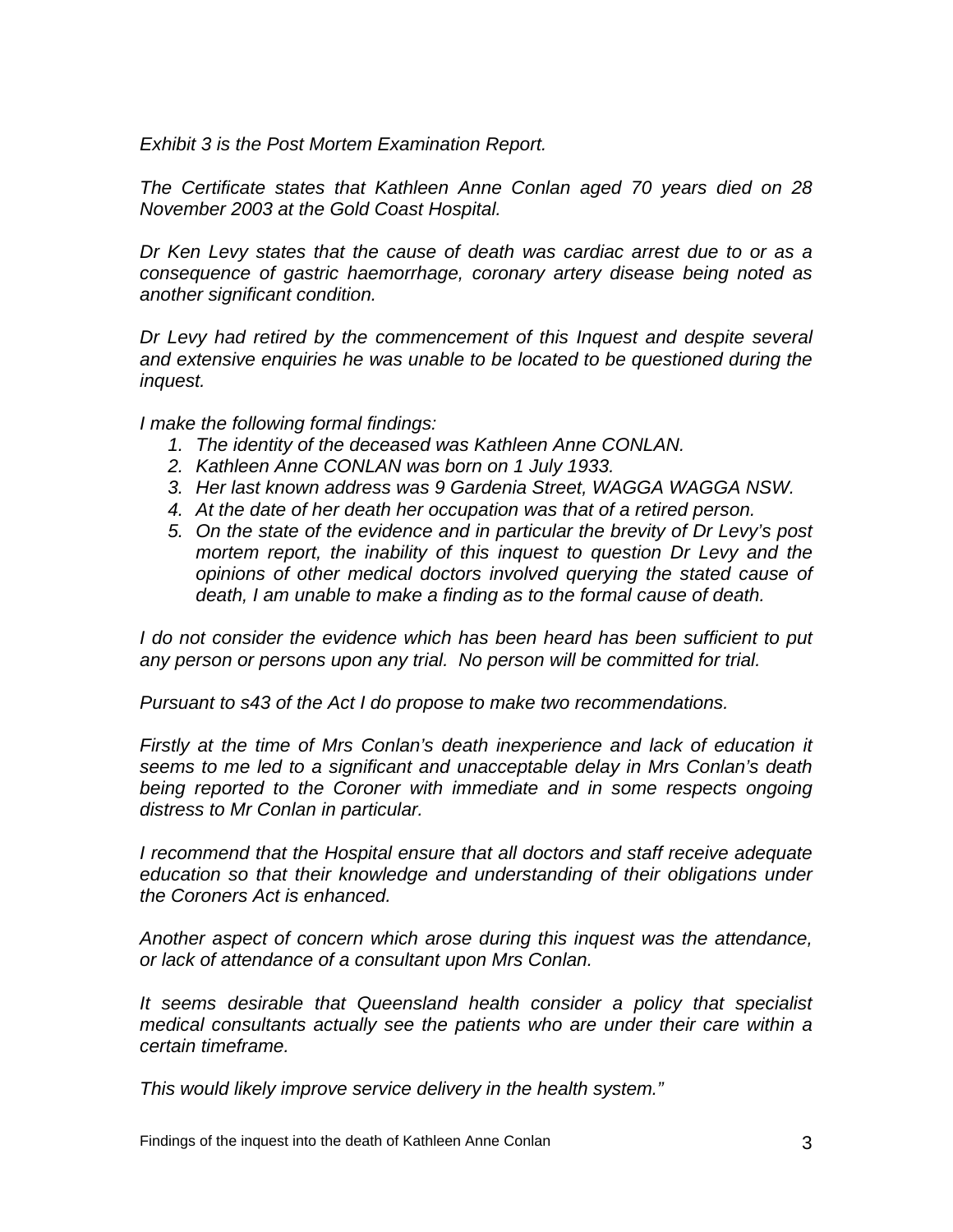*Exhibit 3 is the Post Mortem Examination Report.*

*The Certificate states that Kathleen Anne Conlan aged 70 years died on 28 November 2003 at the Gold Coast Hospital.*

*Dr Ken Levy states that the cause of death was cardiac arrest due to or as a consequence of gastric haemorrhage, coronary artery disease being noted as another significant condition.*

*Dr Levy had retired by the commencement of this Inquest and despite several and extensive enquiries he was unable to be located to be questioned during the inquest.*

*I make the following formal findings:*

1. *The identity of the deceased was Kathleen Anne CONLAN.*
2. *Kathleen Anne CONLAN was born on 1 July 1933.*
3. *Her last known address was 9 Gardenia Street, WAGGA WAGGA NSW.*
4. *At the date of her death her occupation was that of a retired person.*
5. *On the state of the evidence and in particular the brevity of Dr Levy's post mortem report, the inability of this inquest to question Dr Levy and the opinions of other medical doctors involved querying the stated cause of death, I am unable to make a finding as to the formal cause of death.*

*I do not consider the evidence which has been heard has been sufficient to put any person or persons upon any trial. No person will be committed for trial.*

*Pursuant to s43 of the Act I do propose to make two recommendations.*

*Firstly at the time of Mrs Conlan's death inexperience and lack of education it seems to me led to a significant and unacceptable delay in Mrs Conlan's death being reported to the Coroner with immediate and in some respects ongoing distress to Mr Conlan in particular.*

*I recommend that the Hospital ensure that all doctors and staff receive adequate education so that their knowledge and understanding of their obligations under the Coroners Act is enhanced.*

*Another aspect of concern which arose during this inquest was the attendance, or lack of attendance of a consultant upon Mrs Conlan.*

*It seems desirable that Queensland health consider a policy that specialist medical consultants actually see the patients who are under their care within a certain timeframe.*

*This would likely improve service delivery in the health system."*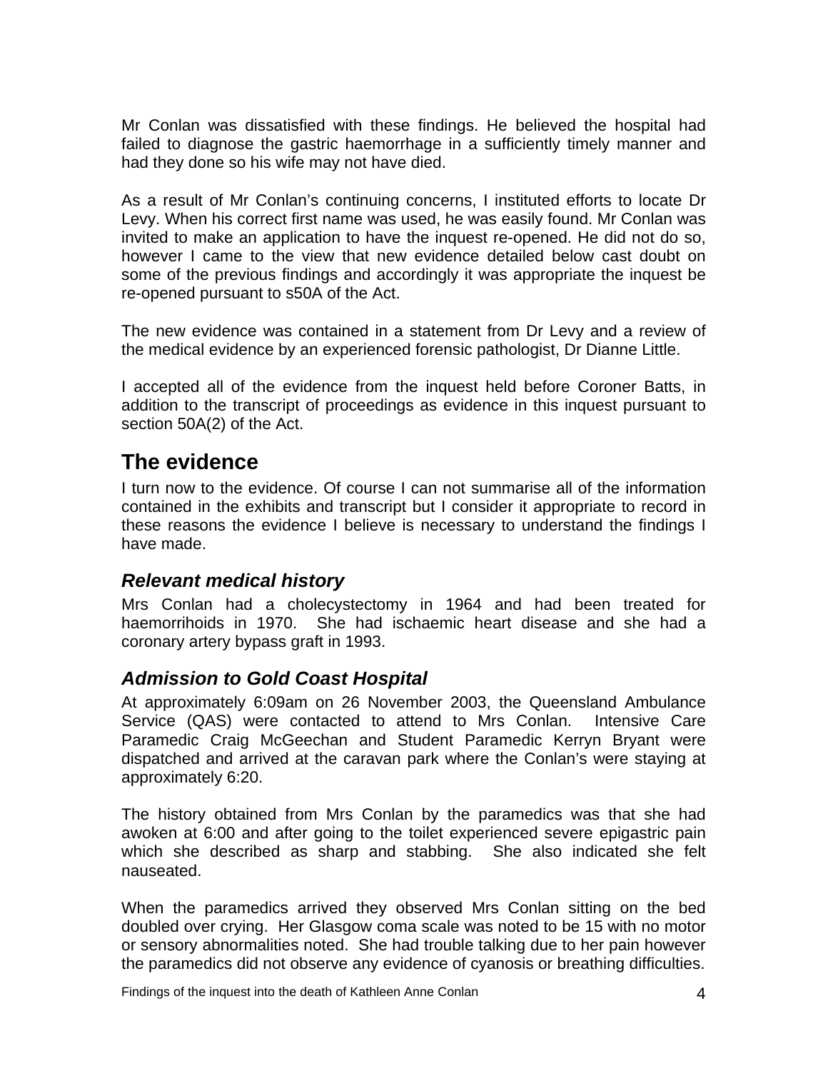Mr Conlan was dissatisfied with these findings. He believed the hospital had failed to diagnose the gastric haemorrhage in a sufficiently timely manner and had they done so his wife may not have died.

As a result of Mr Conlan's continuing concerns, I instituted efforts to locate Dr Levy. When his correct first name was used, he was easily found. Mr Conlan was invited to make an application to have the inquest re-opened. He did not do so, however I came to the view that new evidence detailed below cast doubt on some of the previous findings and accordingly it was appropriate the inquest be re-opened pursuant to s50A of the Act.

The new evidence was contained in a statement from Dr Levy and a review of the medical evidence by an experienced forensic pathologist, Dr Dianne Little.

I accepted all of the evidence from the inquest held before Coroner Batts, in addition to the transcript of proceedings as evidence in this inquest pursuant to section 50A(2) of the Act.

## The evidence

I turn now to the evidence. Of course I can not summarise all of the information contained in the exhibits and transcript but I consider it appropriate to record in these reasons the evidence I believe is necessary to understand the findings I have made.

### *Relevant medical history*

Mrs Conlan had a cholecystectomy in 1964 and had been treated for haemorrihoids in 1970. She had ischaemic heart disease and she had a coronary artery bypass graft in 1993.

### *Admission to Gold Coast Hospital*

At approximately 6:09am on 26 November 2003, the Queensland Ambulance Service (QAS) were contacted to attend to Mrs Conlan. Intensive Care Paramedic Craig McGeechan and Student Paramedic Kerryn Bryant were dispatched and arrived at the caravan park where the Conlan's were staying at approximately 6:20.

The history obtained from Mrs Conlan by the paramedics was that she had awoken at 6:00 and after going to the toilet experienced severe epigastric pain which she described as sharp and stabbing. She also indicated she felt nauseated.

When the paramedics arrived they observed Mrs Conlan sitting on the bed doubled over crying. Her Glasgow coma scale was noted to be 15 with no motor or sensory abnormalities noted. She had trouble talking due to her pain however the paramedics did not observe any evidence of cyanosis or breathing difficulties.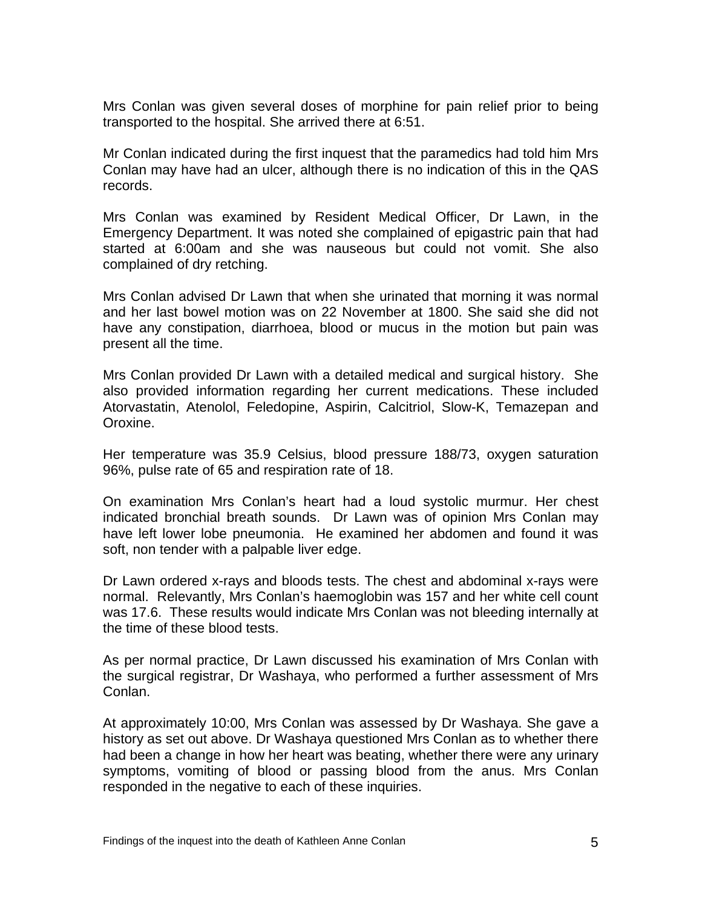Mrs Conlan was given several doses of morphine for pain relief prior to being transported to the hospital. She arrived there at 6:51.

Mr Conlan indicated during the first inquest that the paramedics had told him Mrs Conlan may have had an ulcer, although there is no indication of this in the QAS records.

Mrs Conlan was examined by Resident Medical Officer, Dr Lawn, in the Emergency Department. It was noted she complained of epigastric pain that had started at 6:00am and she was nauseous but could not vomit. She also complained of dry retching.

Mrs Conlan advised Dr Lawn that when she urinated that morning it was normal and her last bowel motion was on 22 November at 1800. She said she did not have any constipation, diarrhoea, blood or mucus in the motion but pain was present all the time.

Mrs Conlan provided Dr Lawn with a detailed medical and surgical history. She also provided information regarding her current medications. These included Atorvastatin, Atenolol, Feledopine, Aspirin, Calcitriol, Slow-K, Temazepan and Oroxine.

Her temperature was 35.9 Celsius, blood pressure 188/73, oxygen saturation 96%, pulse rate of 65 and respiration rate of 18.

On examination Mrs Conlan's heart had a loud systolic murmur. Her chest indicated bronchial breath sounds. Dr Lawn was of opinion Mrs Conlan may have left lower lobe pneumonia. He examined her abdomen and found it was soft, non tender with a palpable liver edge.

Dr Lawn ordered x-rays and bloods tests. The chest and abdominal x-rays were normal. Relevantly, Mrs Conlan's haemoglobin was 157 and her white cell count was 17.6. These results would indicate Mrs Conlan was not bleeding internally at the time of these blood tests.

As per normal practice, Dr Lawn discussed his examination of Mrs Conlan with the surgical registrar, Dr Washaya, who performed a further assessment of Mrs Conlan.

At approximately 10:00, Mrs Conlan was assessed by Dr Washaya. She gave a history as set out above. Dr Washaya questioned Mrs Conlan as to whether there had been a change in how her heart was beating, whether there were any urinary symptoms, vomiting of blood or passing blood from the anus. Mrs Conlan responded in the negative to each of these inquiries.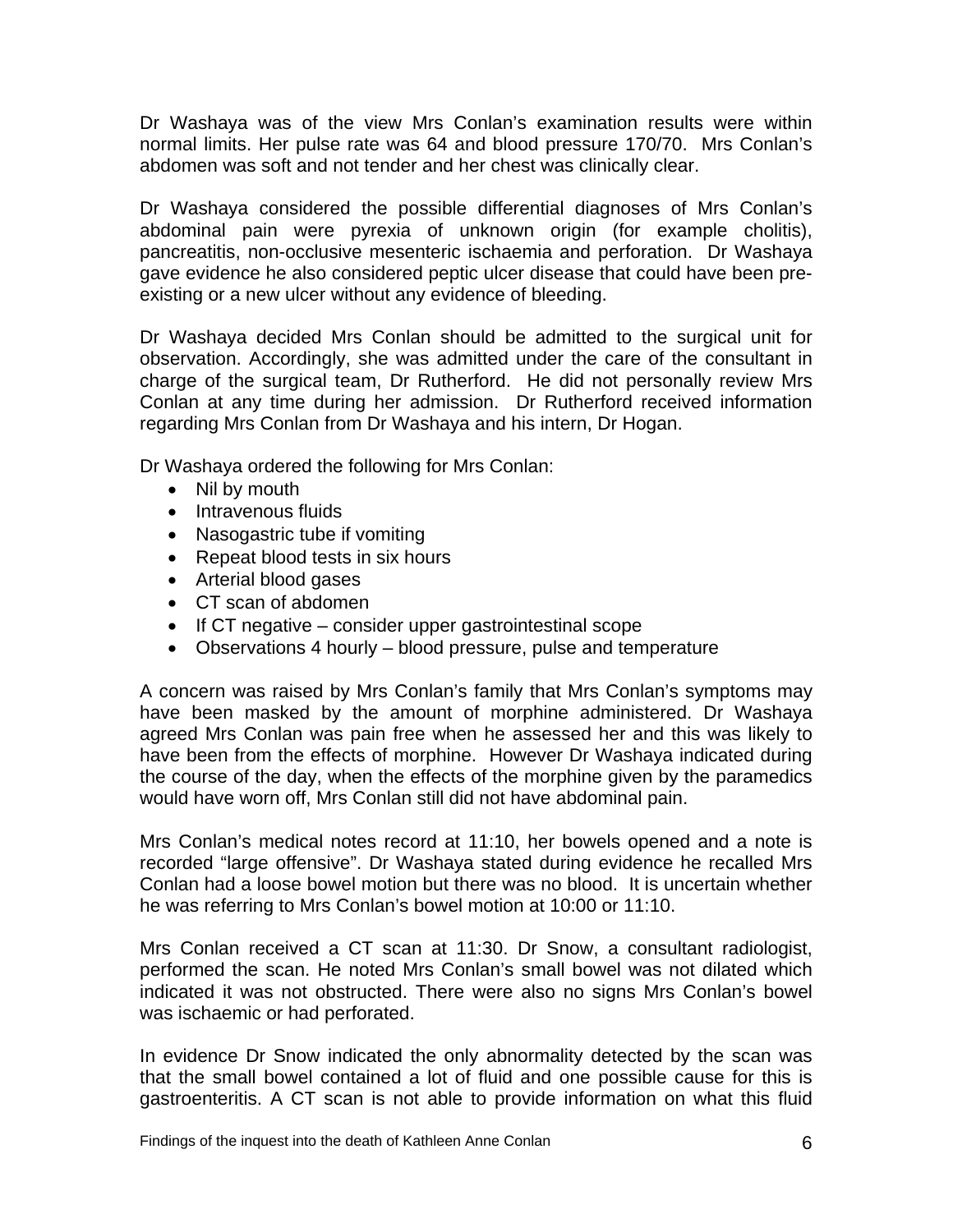Dr Washaya was of the view Mrs Conlan's examination results were within normal limits. Her pulse rate was 64 and blood pressure 170/70. Mrs Conlan's abdomen was soft and not tender and her chest was clinically clear.

Dr Washaya considered the possible differential diagnoses of Mrs Conlan's abdominal pain were pyrexia of unknown origin (for example cholitis), pancreatitis, non-occlusive mesenteric ischaemia and perforation. Dr Washaya gave evidence he also considered peptic ulcer disease that could have been pre-existing or a new ulcer without any evidence of bleeding.

Dr Washaya decided Mrs Conlan should be admitted to the surgical unit for observation. Accordingly, she was admitted under the care of the consultant in charge of the surgical team, Dr Rutherford. He did not personally review Mrs Conlan at any time during her admission. Dr Rutherford received information regarding Mrs Conlan from Dr Washaya and his intern, Dr Hogan.

Dr Washaya ordered the following for Mrs Conlan:

- Nil by mouth
- Intravenous fluids
- Nasogastric tube if vomiting
- Repeat blood tests in six hours
- Arterial blood gases
- CT scan of abdomen
- If CT negative – consider upper gastrointestinal scope
- Observations 4 hourly – blood pressure, pulse and temperature

A concern was raised by Mrs Conlan's family that Mrs Conlan's symptoms may have been masked by the amount of morphine administered. Dr Washaya agreed Mrs Conlan was pain free when he assessed her and this was likely to have been from the effects of morphine. However Dr Washaya indicated during the course of the day, when the effects of the morphine given by the paramedics would have worn off, Mrs Conlan still did not have abdominal pain.

Mrs Conlan's medical notes record at 11:10, her bowels opened and a note is recorded "large offensive". Dr Washaya stated during evidence he recalled Mrs Conlan had a loose bowel motion but there was no blood. It is uncertain whether he was referring to Mrs Conlan's bowel motion at 10:00 or 11:10.

Mrs Conlan received a CT scan at 11:30. Dr Snow, a consultant radiologist, performed the scan. He noted Mrs Conlan's small bowel was not dilated which indicated it was not obstructed. There were also no signs Mrs Conlan's bowel was ischaemic or had perforated.

In evidence Dr Snow indicated the only abnormality detected by the scan was that the small bowel contained a lot of fluid and one possible cause for this is gastroenteritis. A CT scan is not able to provide information on what this fluid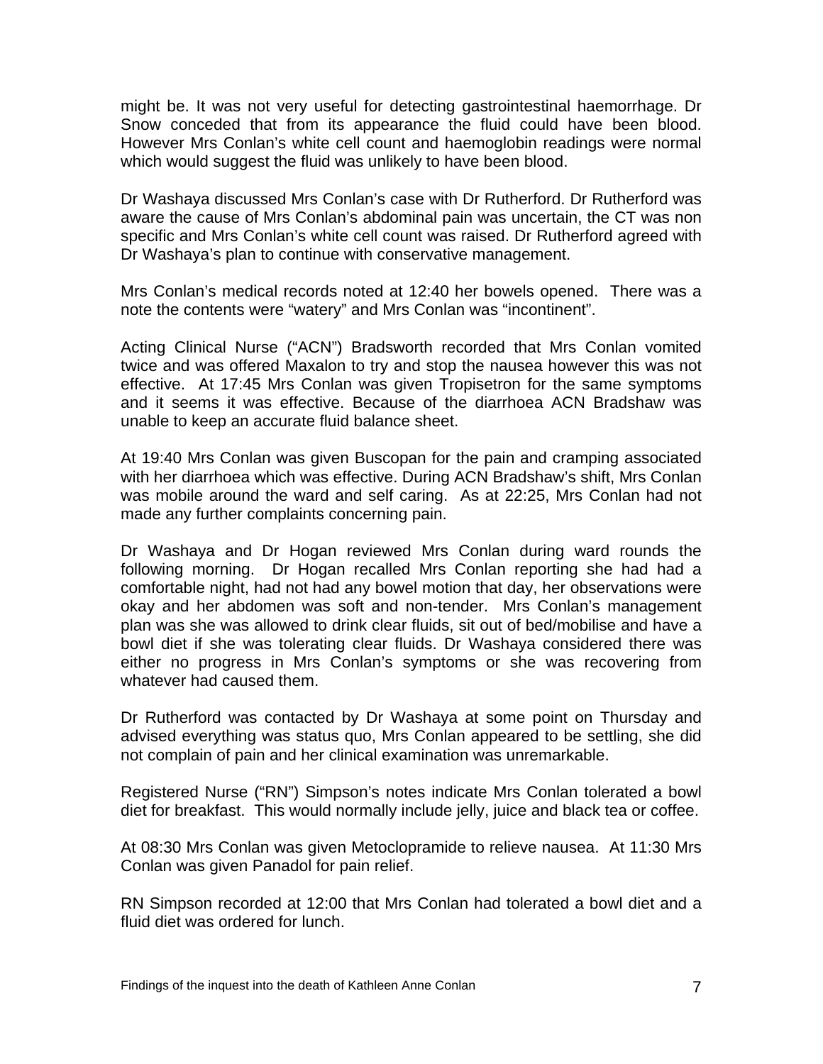might be. It was not very useful for detecting gastrointestinal haemorrhage. Dr Snow conceded that from its appearance the fluid could have been blood. However Mrs Conlan's white cell count and haemoglobin readings were normal which would suggest the fluid was unlikely to have been blood.

Dr Washaya discussed Mrs Conlan's case with Dr Rutherford. Dr Rutherford was aware the cause of Mrs Conlan's abdominal pain was uncertain, the CT was non specific and Mrs Conlan's white cell count was raised. Dr Rutherford agreed with Dr Washaya's plan to continue with conservative management.

Mrs Conlan's medical records noted at 12:40 her bowels opened. There was a note the contents were "watery" and Mrs Conlan was "incontinent".

Acting Clinical Nurse ("ACN") Bradsworth recorded that Mrs Conlan vomited twice and was offered Maxalon to try and stop the nausea however this was not effective. At 17:45 Mrs Conlan was given Tropisetron for the same symptoms and it seems it was effective. Because of the diarrhoea ACN Bradshaw was unable to keep an accurate fluid balance sheet.

At 19:40 Mrs Conlan was given Buscopan for the pain and cramping associated with her diarrhoea which was effective. During ACN Bradshaw's shift, Mrs Conlan was mobile around the ward and self caring. As at 22:25, Mrs Conlan had not made any further complaints concerning pain.

Dr Washaya and Dr Hogan reviewed Mrs Conlan during ward rounds the following morning. Dr Hogan recalled Mrs Conlan reporting she had had a comfortable night, had not had any bowel motion that day, her observations were okay and her abdomen was soft and non-tender. Mrs Conlan's management plan was she was allowed to drink clear fluids, sit out of bed/mobilise and have a bowl diet if she was tolerating clear fluids. Dr Washaya considered there was either no progress in Mrs Conlan's symptoms or she was recovering from whatever had caused them.

Dr Rutherford was contacted by Dr Washaya at some point on Thursday and advised everything was status quo, Mrs Conlan appeared to be settling, she did not complain of pain and her clinical examination was unremarkable.

Registered Nurse ("RN") Simpson's notes indicate Mrs Conlan tolerated a bowl diet for breakfast. This would normally include jelly, juice and black tea or coffee.

At 08:30 Mrs Conlan was given Metoclopramide to relieve nausea. At 11:30 Mrs Conlan was given Panadol for pain relief.

RN Simpson recorded at 12:00 that Mrs Conlan had tolerated a bowl diet and a fluid diet was ordered for lunch.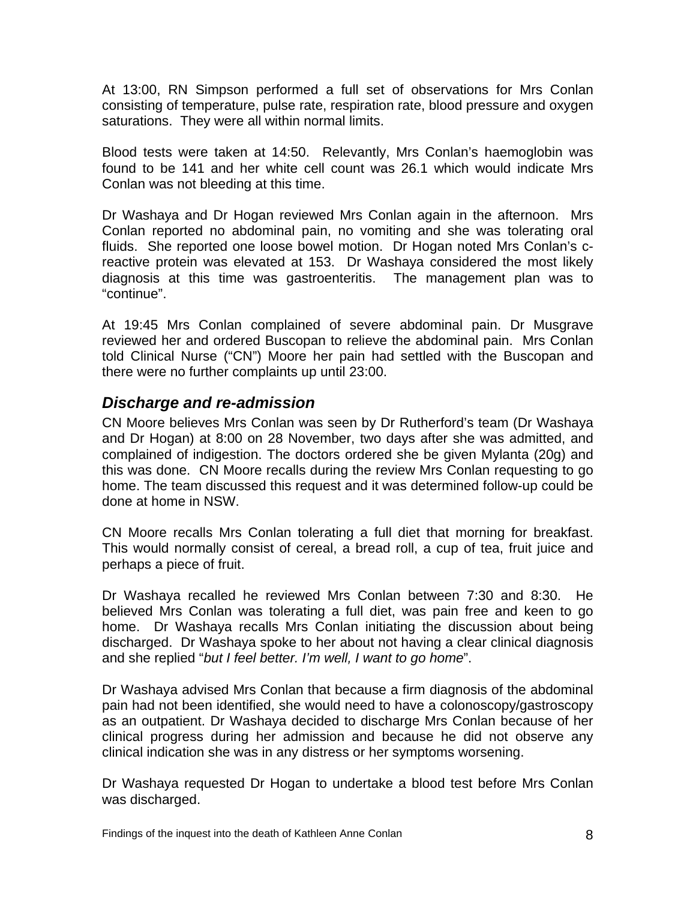At 13:00, RN Simpson performed a full set of observations for Mrs Conlan consisting of temperature, pulse rate, respiration rate, blood pressure and oxygen saturations. They were all within normal limits.

Blood tests were taken at 14:50. Relevantly, Mrs Conlan's haemoglobin was found to be 141 and her white cell count was 26.1 which would indicate Mrs Conlan was not bleeding at this time.

Dr Washaya and Dr Hogan reviewed Mrs Conlan again in the afternoon. Mrs Conlan reported no abdominal pain, no vomiting and she was tolerating oral fluids. She reported one loose bowel motion. Dr Hogan noted Mrs Conlan's c-reactive protein was elevated at 153. Dr Washaya considered the most likely diagnosis at this time was gastroenteritis. The management plan was to "continue".

At 19:45 Mrs Conlan complained of severe abdominal pain. Dr Musgrave reviewed her and ordered Buscopan to relieve the abdominal pain. Mrs Conlan told Clinical Nurse ("CN") Moore her pain had settled with the Buscopan and there were no further complaints up until 23:00.

## *Discharge and re-admission*

CN Moore believes Mrs Conlan was seen by Dr Rutherford's team (Dr Washaya and Dr Hogan) at 8:00 on 28 November, two days after she was admitted, and complained of indigestion. The doctors ordered she be given Mylanta (20g) and this was done. CN Moore recalls during the review Mrs Conlan requesting to go home. The team discussed this request and it was determined follow-up could be done at home in NSW.

CN Moore recalls Mrs Conlan tolerating a full diet that morning for breakfast. This would normally consist of cereal, a bread roll, a cup of tea, fruit juice and perhaps a piece of fruit.

Dr Washaya recalled he reviewed Mrs Conlan between 7:30 and 8:30. He believed Mrs Conlan was tolerating a full diet, was pain free and keen to go home. Dr Washaya recalls Mrs Conlan initiating the discussion about being discharged. Dr Washaya spoke to her about not having a clear clinical diagnosis and she replied "*but I feel better. I'm well, I want to go home*".

Dr Washaya advised Mrs Conlan that because a firm diagnosis of the abdominal pain had not been identified, she would need to have a colonoscopy/gastroscopy as an outpatient. Dr Washaya decided to discharge Mrs Conlan because of her clinical progress during her admission and because he did not observe any clinical indication she was in any distress or her symptoms worsening.

Dr Washaya requested Dr Hogan to undertake a blood test before Mrs Conlan was discharged.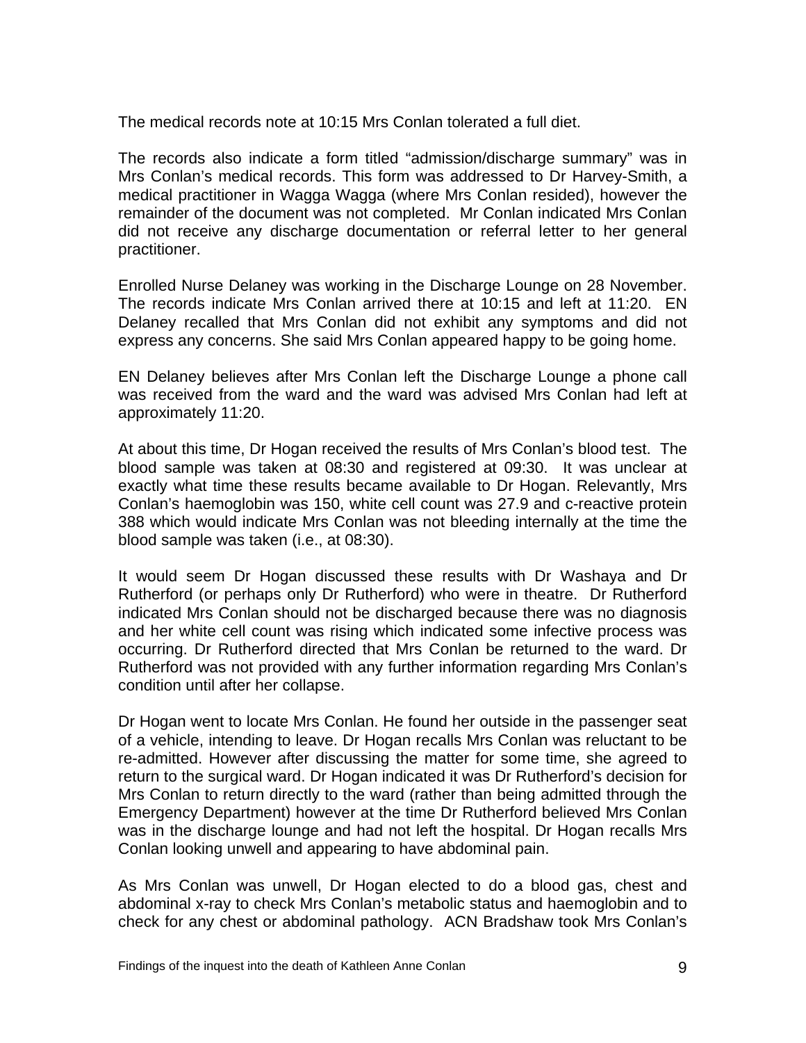The medical records note at 10:15 Mrs Conlan tolerated a full diet.

The records also indicate a form titled "admission/discharge summary" was in Mrs Conlan's medical records. This form was addressed to Dr Harvey-Smith, a medical practitioner in Wagga Wagga (where Mrs Conlan resided), however the remainder of the document was not completed. Mr Conlan indicated Mrs Conlan did not receive any discharge documentation or referral letter to her general practitioner.

Enrolled Nurse Delaney was working in the Discharge Lounge on 28 November. The records indicate Mrs Conlan arrived there at 10:15 and left at 11:20. EN Delaney recalled that Mrs Conlan did not exhibit any symptoms and did not express any concerns. She said Mrs Conlan appeared happy to be going home.

EN Delaney believes after Mrs Conlan left the Discharge Lounge a phone call was received from the ward and the ward was advised Mrs Conlan had left at approximately 11:20.

At about this time, Dr Hogan received the results of Mrs Conlan's blood test. The blood sample was taken at 08:30 and registered at 09:30. It was unclear at exactly what time these results became available to Dr Hogan. Relevantly, Mrs Conlan's haemoglobin was 150, white cell count was 27.9 and c-reactive protein 388 which would indicate Mrs Conlan was not bleeding internally at the time the blood sample was taken (i.e., at 08:30).

It would seem Dr Hogan discussed these results with Dr Washaya and Dr Rutherford (or perhaps only Dr Rutherford) who were in theatre. Dr Rutherford indicated Mrs Conlan should not be discharged because there was no diagnosis and her white cell count was rising which indicated some infective process was occurring. Dr Rutherford directed that Mrs Conlan be returned to the ward. Dr Rutherford was not provided with any further information regarding Mrs Conlan's condition until after her collapse.

Dr Hogan went to locate Mrs Conlan. He found her outside in the passenger seat of a vehicle, intending to leave. Dr Hogan recalls Mrs Conlan was reluctant to be re-admitted. However after discussing the matter for some time, she agreed to return to the surgical ward. Dr Hogan indicated it was Dr Rutherford's decision for Mrs Conlan to return directly to the ward (rather than being admitted through the Emergency Department) however at the time Dr Rutherford believed Mrs Conlan was in the discharge lounge and had not left the hospital. Dr Hogan recalls Mrs Conlan looking unwell and appearing to have abdominal pain.

As Mrs Conlan was unwell, Dr Hogan elected to do a blood gas, chest and abdominal x-ray to check Mrs Conlan's metabolic status and haemoglobin and to check for any chest or abdominal pathology. ACN Bradshaw took Mrs Conlan's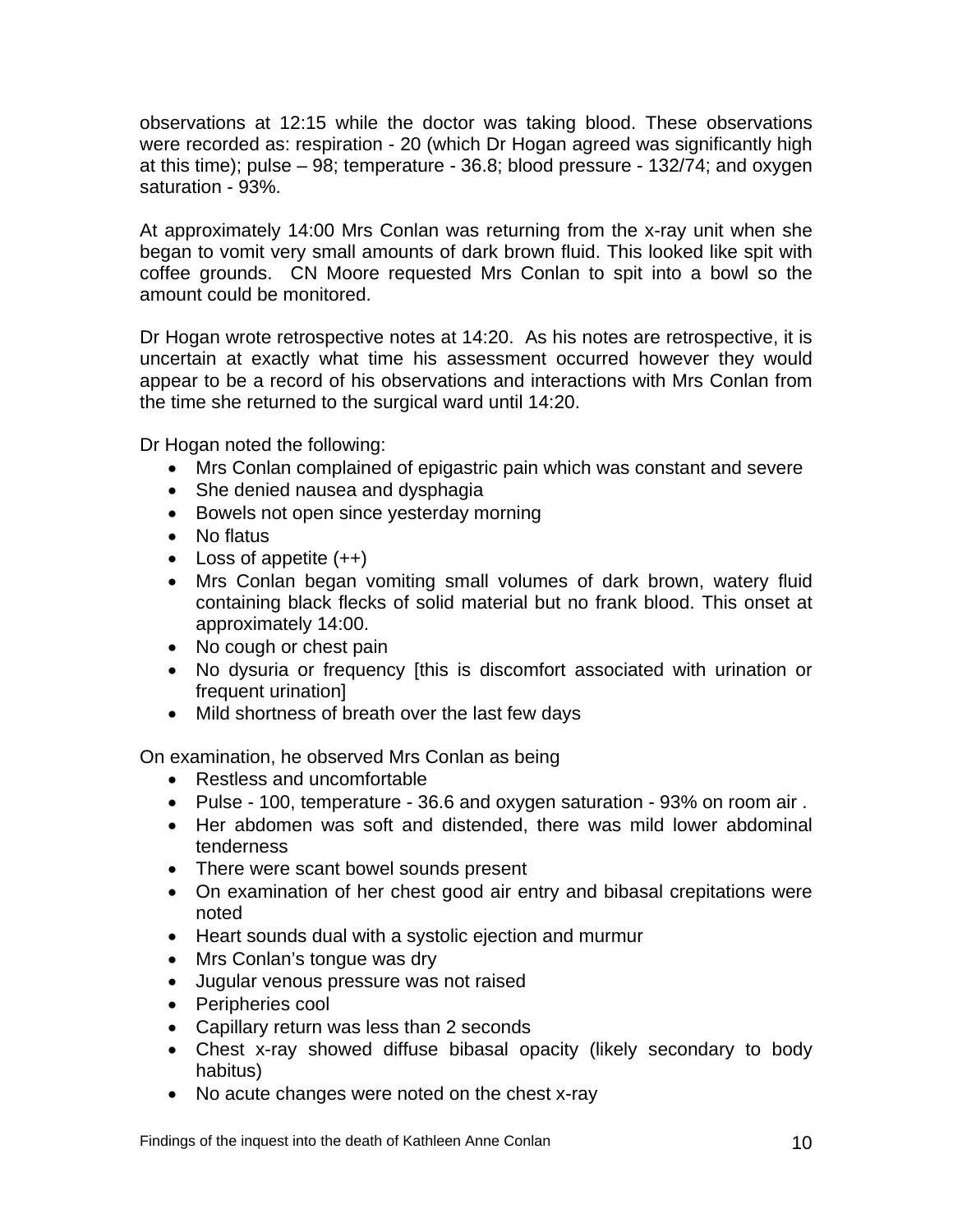observations at 12:15 while the doctor was taking blood. These observations were recorded as: respiration - 20 (which Dr Hogan agreed was significantly high at this time); pulse – 98; temperature - 36.8; blood pressure - 132/74; and oxygen saturation - 93%.

At approximately 14:00 Mrs Conlan was returning from the x-ray unit when she began to vomit very small amounts of dark brown fluid. This looked like spit with coffee grounds. CN Moore requested Mrs Conlan to spit into a bowl so the amount could be monitored.

Dr Hogan wrote retrospective notes at 14:20. As his notes are retrospective, it is uncertain at exactly what time his assessment occurred however they would appear to be a record of his observations and interactions with Mrs Conlan from the time she returned to the surgical ward until 14:20.

Dr Hogan noted the following:

- Mrs Conlan complained of epigastric pain which was constant and severe
- She denied nausea and dysphagia
- Bowels not open since yesterday morning
- No flatus
- Loss of appetite (++)
- Mrs Conlan began vomiting small volumes of dark brown, watery fluid containing black flecks of solid material but no frank blood. This onset at approximately 14:00.
- No cough or chest pain
- No dysuria or frequency [this is discomfort associated with urination or frequent urination]
- Mild shortness of breath over the last few days

On examination, he observed Mrs Conlan as being

- Restless and uncomfortable
- Pulse - 100, temperature - 36.6 and oxygen saturation - 93% on room air .
- Her abdomen was soft and distended, there was mild lower abdominal tenderness
- There were scant bowel sounds present
- On examination of her chest good air entry and bibasal crepitations were noted
- Heart sounds dual with a systolic ejection and murmur
- Mrs Conlan's tongue was dry
- Jugular venous pressure was not raised
- Peripheries cool
- Capillary return was less than 2 seconds
- Chest x-ray showed diffuse bibasal opacity (likely secondary to body habitus)
- No acute changes were noted on the chest x-ray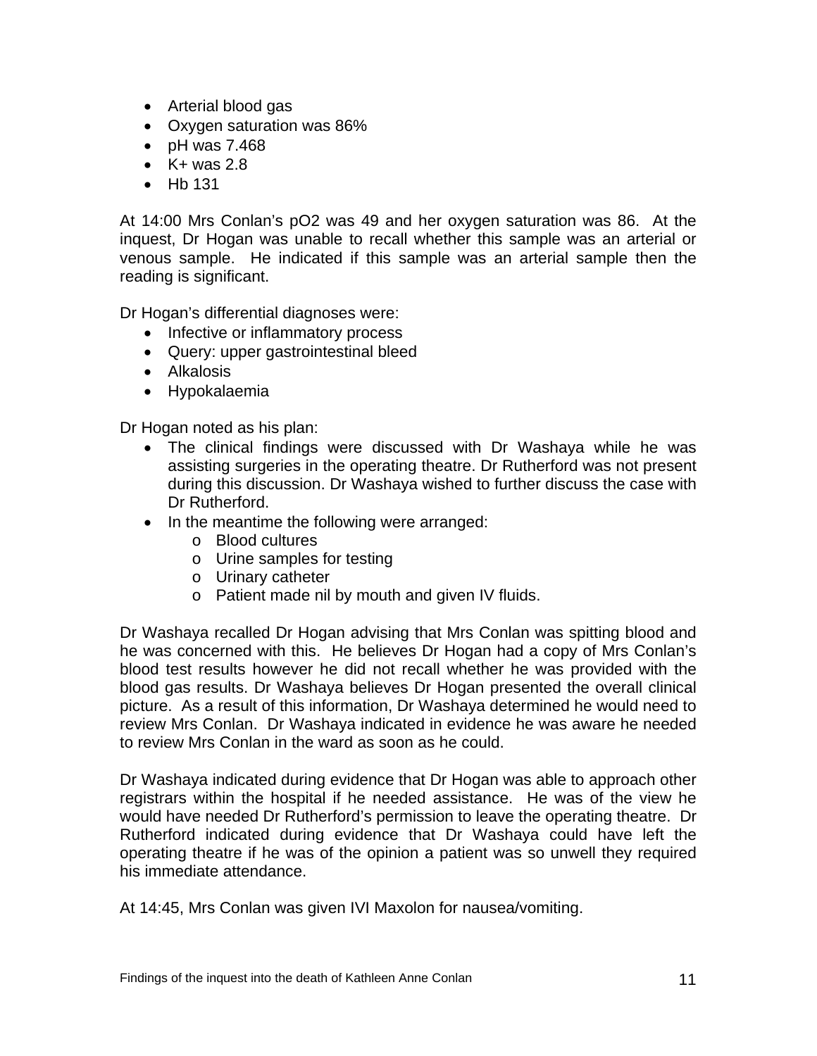- Arterial blood gas
- Oxygen saturation was 86%
- pH was 7.468
- K+ was 2.8
- Hb 131

At 14:00 Mrs Conlan's pO2 was 49 and her oxygen saturation was 86. At the inquest, Dr Hogan was unable to recall whether this sample was an arterial or venous sample. He indicated if this sample was an arterial sample then the reading is significant.

Dr Hogan's differential diagnoses were:

- Infective or inflammatory process
- Query: upper gastrointestinal bleed
- Alkalosis
- Hypokalaemia

Dr Hogan noted as his plan:

- The clinical findings were discussed with Dr Washaya while he was assisting surgeries in the operating theatre. Dr Rutherford was not present during this discussion. Dr Washaya wished to further discuss the case with Dr Rutherford.
- In the meantime the following were arranged:
  - Blood cultures
  - Urine samples for testing
  - Urinary catheter
  - Patient made nil by mouth and given IV fluids.

Dr Washaya recalled Dr Hogan advising that Mrs Conlan was spitting blood and he was concerned with this. He believes Dr Hogan had a copy of Mrs Conlan's blood test results however he did not recall whether he was provided with the blood gas results. Dr Washaya believes Dr Hogan presented the overall clinical picture. As a result of this information, Dr Washaya determined he would need to review Mrs Conlan. Dr Washaya indicated in evidence he was aware he needed to review Mrs Conlan in the ward as soon as he could.

Dr Washaya indicated during evidence that Dr Hogan was able to approach other registrars within the hospital if he needed assistance. He was of the view he would have needed Dr Rutherford's permission to leave the operating theatre. Dr Rutherford indicated during evidence that Dr Washaya could have left the operating theatre if he was of the opinion a patient was so unwell they required his immediate attendance.

At 14:45, Mrs Conlan was given IVI Maxolon for nausea/vomiting.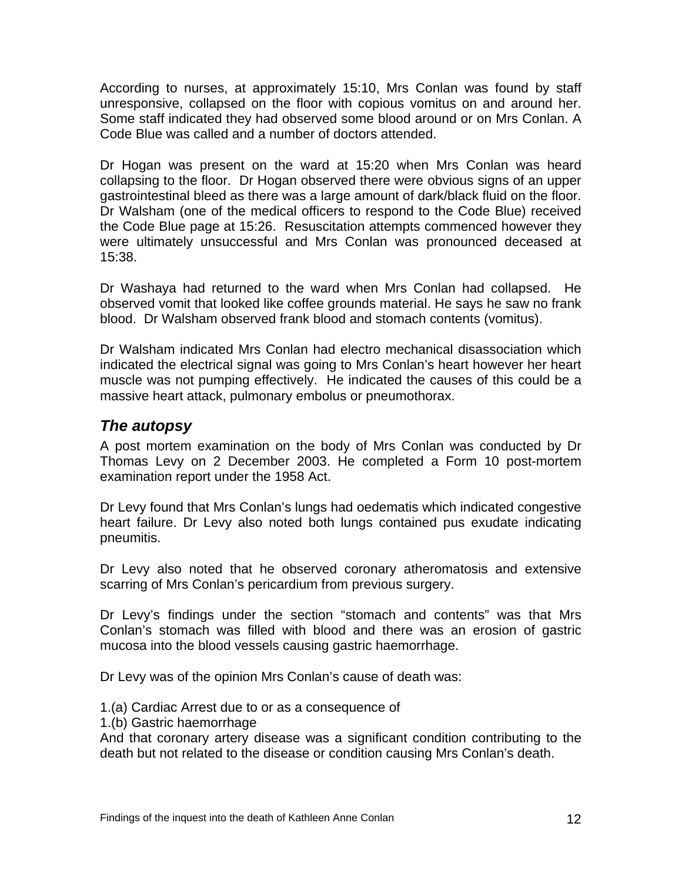According to nurses, at approximately 15:10, Mrs Conlan was found by staff unresponsive, collapsed on the floor with copious vomitus on and around her. Some staff indicated they had observed some blood around or on Mrs Conlan. A Code Blue was called and a number of doctors attended.

Dr Hogan was present on the ward at 15:20 when Mrs Conlan was heard collapsing to the floor. Dr Hogan observed there were obvious signs of an upper gastrointestinal bleed as there was a large amount of dark/black fluid on the floor. Dr Walsham (one of the medical officers to respond to the Code Blue) received the Code Blue page at 15:26. Resuscitation attempts commenced however they were ultimately unsuccessful and Mrs Conlan was pronounced deceased at 15:38.

Dr Washaya had returned to the ward when Mrs Conlan had collapsed. He observed vomit that looked like coffee grounds material. He says he saw no frank blood. Dr Walsham observed frank blood and stomach contents (vomitus).

Dr Walsham indicated Mrs Conlan had electro mechanical disassociation which indicated the electrical signal was going to Mrs Conlan's heart however her heart muscle was not pumping effectively. He indicated the causes of this could be a massive heart attack, pulmonary embolus or pneumothorax.

## *The autopsy*

A post mortem examination on the body of Mrs Conlan was conducted by Dr Thomas Levy on 2 December 2003. He completed a Form 10 post-mortem examination report under the 1958 Act.

Dr Levy found that Mrs Conlan's lungs had oedematis which indicated congestive heart failure. Dr Levy also noted both lungs contained pus exudate indicating pneumitis.

Dr Levy also noted that he observed coronary atheromatosis and extensive scarring of Mrs Conlan's pericardium from previous surgery.

Dr Levy's findings under the section "stomach and contents" was that Mrs Conlan's stomach was filled with blood and there was an erosion of gastric mucosa into the blood vessels causing gastric haemorrhage.

Dr Levy was of the opinion Mrs Conlan's cause of death was:

1.(a) Cardiac Arrest due to or as a consequence of
1.(b) Gastric haemorrhage
And that coronary artery disease was a significant condition contributing to the death but not related to the disease or condition causing Mrs Conlan's death.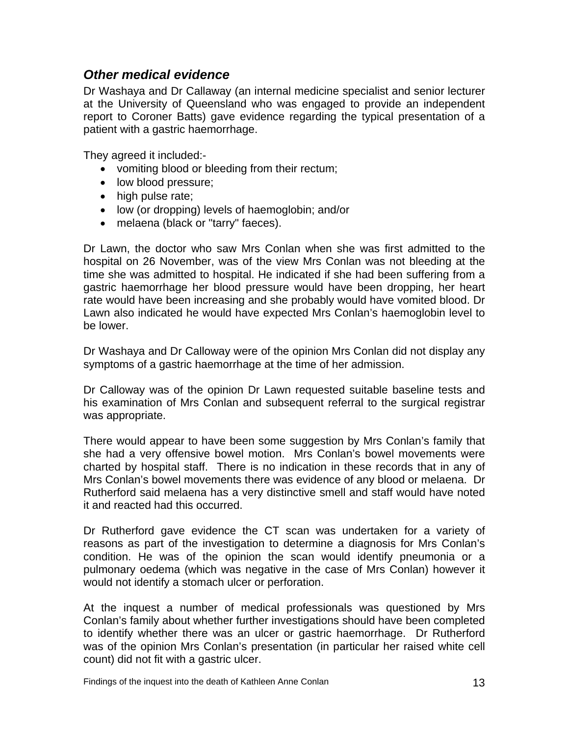### *Other medical evidence*

Dr Washaya and Dr Callaway (an internal medicine specialist and senior lecturer at the University of Queensland who was engaged to provide an independent report to Coroner Batts) gave evidence regarding the typical presentation of a patient with a gastric haemorrhage.

They agreed it included:-

- vomiting blood or bleeding from their rectum;
- low blood pressure;
- high pulse rate;
- low (or dropping) levels of haemoglobin; and/or
- melaena (black or "tarry" faeces).

Dr Lawn, the doctor who saw Mrs Conlan when she was first admitted to the hospital on 26 November, was of the view Mrs Conlan was not bleeding at the time she was admitted to hospital. He indicated if she had been suffering from a gastric haemorrhage her blood pressure would have been dropping, her heart rate would have been increasing and she probably would have vomited blood. Dr Lawn also indicated he would have expected Mrs Conlan's haemoglobin level to be lower.

Dr Washaya and Dr Calloway were of the opinion Mrs Conlan did not display any symptoms of a gastric haemorrhage at the time of her admission.

Dr Calloway was of the opinion Dr Lawn requested suitable baseline tests and his examination of Mrs Conlan and subsequent referral to the surgical registrar was appropriate.

There would appear to have been some suggestion by Mrs Conlan's family that she had a very offensive bowel motion. Mrs Conlan's bowel movements were charted by hospital staff. There is no indication in these records that in any of Mrs Conlan's bowel movements there was evidence of any blood or melaena. Dr Rutherford said melaena has a very distinctive smell and staff would have noted it and reacted had this occurred.

Dr Rutherford gave evidence the CT scan was undertaken for a variety of reasons as part of the investigation to determine a diagnosis for Mrs Conlan's condition. He was of the opinion the scan would identify pneumonia or a pulmonary oedema (which was negative in the case of Mrs Conlan) however it would not identify a stomach ulcer or perforation.

At the inquest a number of medical professionals was questioned by Mrs Conlan's family about whether further investigations should have been completed to identify whether there was an ulcer or gastric haemorrhage. Dr Rutherford was of the opinion Mrs Conlan's presentation (in particular her raised white cell count) did not fit with a gastric ulcer.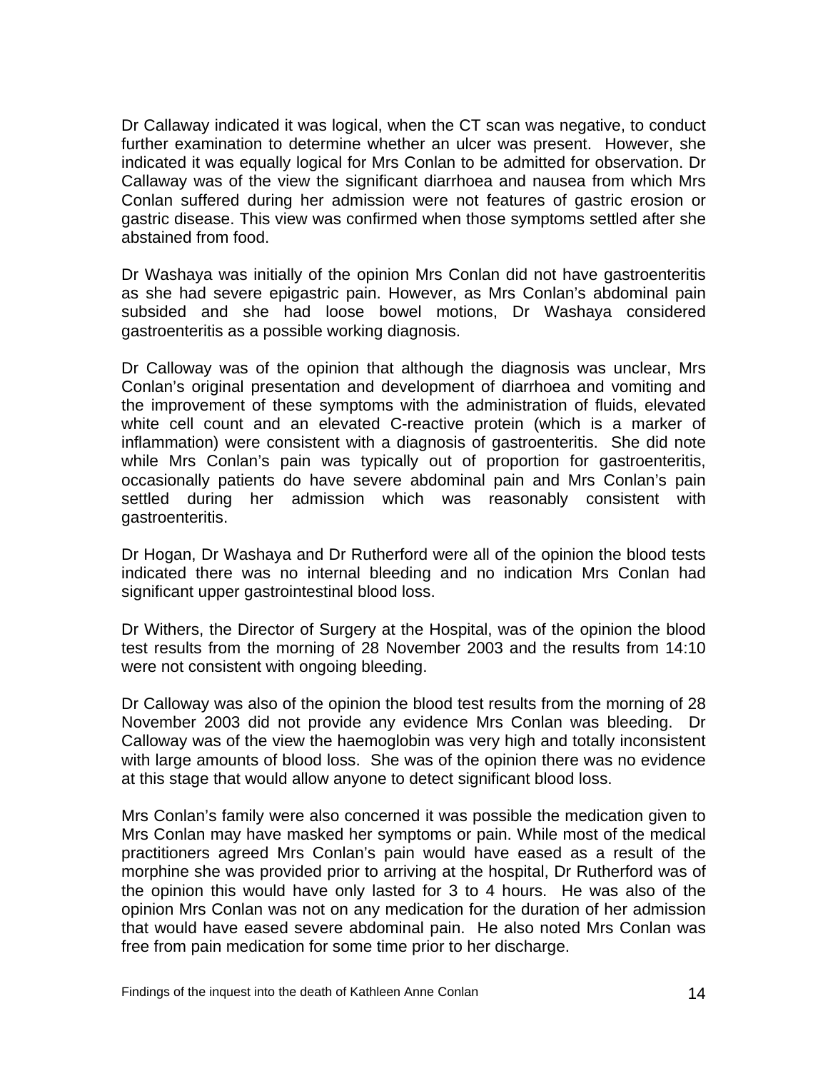Dr Callaway indicated it was logical, when the CT scan was negative, to conduct further examination to determine whether an ulcer was present. However, she indicated it was equally logical for Mrs Conlan to be admitted for observation. Dr Callaway was of the view the significant diarrhoea and nausea from which Mrs Conlan suffered during her admission were not features of gastric erosion or gastric disease. This view was confirmed when those symptoms settled after she abstained from food.

Dr Washaya was initially of the opinion Mrs Conlan did not have gastroenteritis as she had severe epigastric pain. However, as Mrs Conlan's abdominal pain subsided and she had loose bowel motions, Dr Washaya considered gastroenteritis as a possible working diagnosis.

Dr Calloway was of the opinion that although the diagnosis was unclear, Mrs Conlan's original presentation and development of diarrhoea and vomiting and the improvement of these symptoms with the administration of fluids, elevated white cell count and an elevated C-reactive protein (which is a marker of inflammation) were consistent with a diagnosis of gastroenteritis. She did note while Mrs Conlan's pain was typically out of proportion for gastroenteritis, occasionally patients do have severe abdominal pain and Mrs Conlan's pain settled during her admission which was reasonably consistent with gastroenteritis.

Dr Hogan, Dr Washaya and Dr Rutherford were all of the opinion the blood tests indicated there was no internal bleeding and no indication Mrs Conlan had significant upper gastrointestinal blood loss.

Dr Withers, the Director of Surgery at the Hospital, was of the opinion the blood test results from the morning of 28 November 2003 and the results from 14:10 were not consistent with ongoing bleeding.

Dr Calloway was also of the opinion the blood test results from the morning of 28 November 2003 did not provide any evidence Mrs Conlan was bleeding. Dr Calloway was of the view the haemoglobin was very high and totally inconsistent with large amounts of blood loss. She was of the opinion there was no evidence at this stage that would allow anyone to detect significant blood loss.

Mrs Conlan's family were also concerned it was possible the medication given to Mrs Conlan may have masked her symptoms or pain. While most of the medical practitioners agreed Mrs Conlan's pain would have eased as a result of the morphine she was provided prior to arriving at the hospital, Dr Rutherford was of the opinion this would have only lasted for 3 to 4 hours. He was also of the opinion Mrs Conlan was not on any medication for the duration of her admission that would have eased severe abdominal pain. He also noted Mrs Conlan was free from pain medication for some time prior to her discharge.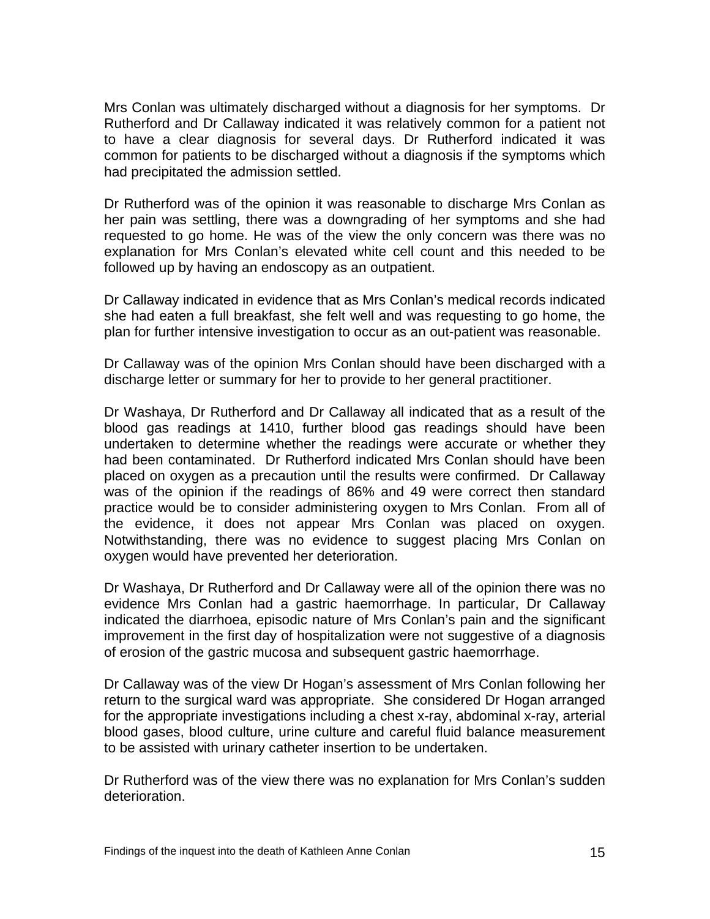Mrs Conlan was ultimately discharged without a diagnosis for her symptoms. Dr Rutherford and Dr Callaway indicated it was relatively common for a patient not to have a clear diagnosis for several days. Dr Rutherford indicated it was common for patients to be discharged without a diagnosis if the symptoms which had precipitated the admission settled.

Dr Rutherford was of the opinion it was reasonable to discharge Mrs Conlan as her pain was settling, there was a downgrading of her symptoms and she had requested to go home. He was of the view the only concern was there was no explanation for Mrs Conlan's elevated white cell count and this needed to be followed up by having an endoscopy as an outpatient.

Dr Callaway indicated in evidence that as Mrs Conlan's medical records indicated she had eaten a full breakfast, she felt well and was requesting to go home, the plan for further intensive investigation to occur as an out-patient was reasonable.

Dr Callaway was of the opinion Mrs Conlan should have been discharged with a discharge letter or summary for her to provide to her general practitioner.

Dr Washaya, Dr Rutherford and Dr Callaway all indicated that as a result of the blood gas readings at 1410, further blood gas readings should have been undertaken to determine whether the readings were accurate or whether they had been contaminated. Dr Rutherford indicated Mrs Conlan should have been placed on oxygen as a precaution until the results were confirmed. Dr Callaway was of the opinion if the readings of 86% and 49 were correct then standard practice would be to consider administering oxygen to Mrs Conlan. From all of the evidence, it does not appear Mrs Conlan was placed on oxygen. Notwithstanding, there was no evidence to suggest placing Mrs Conlan on oxygen would have prevented her deterioration.

Dr Washaya, Dr Rutherford and Dr Callaway were all of the opinion there was no evidence Mrs Conlan had a gastric haemorrhage. In particular, Dr Callaway indicated the diarrhoea, episodic nature of Mrs Conlan's pain and the significant improvement in the first day of hospitalization were not suggestive of a diagnosis of erosion of the gastric mucosa and subsequent gastric haemorrhage.

Dr Callaway was of the view Dr Hogan's assessment of Mrs Conlan following her return to the surgical ward was appropriate. She considered Dr Hogan arranged for the appropriate investigations including a chest x-ray, abdominal x-ray, arterial blood gases, blood culture, urine culture and careful fluid balance measurement to be assisted with urinary catheter insertion to be undertaken.

Dr Rutherford was of the view there was no explanation for Mrs Conlan's sudden deterioration.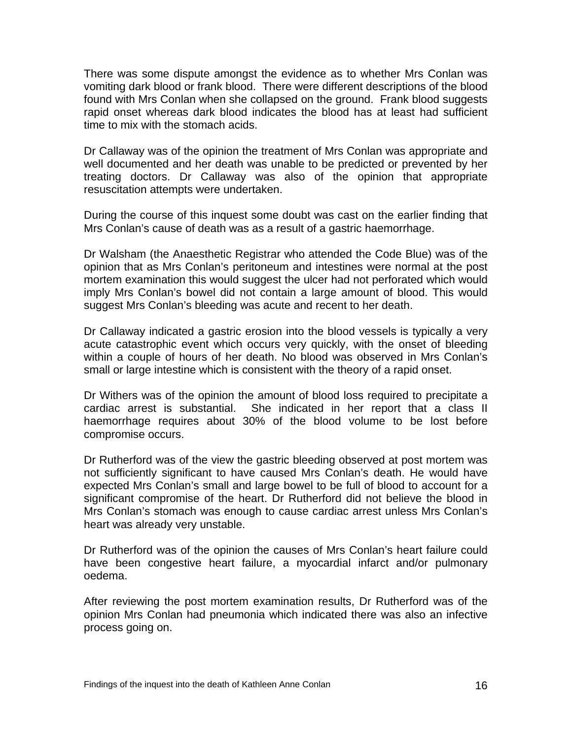There was some dispute amongst the evidence as to whether Mrs Conlan was vomiting dark blood or frank blood. There were different descriptions of the blood found with Mrs Conlan when she collapsed on the ground. Frank blood suggests rapid onset whereas dark blood indicates the blood has at least had sufficient time to mix with the stomach acids.

Dr Callaway was of the opinion the treatment of Mrs Conlan was appropriate and well documented and her death was unable to be predicted or prevented by her treating doctors. Dr Callaway was also of the opinion that appropriate resuscitation attempts were undertaken.

During the course of this inquest some doubt was cast on the earlier finding that Mrs Conlan's cause of death was as a result of a gastric haemorrhage.

Dr Walsham (the Anaesthetic Registrar who attended the Code Blue) was of the opinion that as Mrs Conlan's peritoneum and intestines were normal at the post mortem examination this would suggest the ulcer had not perforated which would imply Mrs Conlan's bowel did not contain a large amount of blood. This would suggest Mrs Conlan's bleeding was acute and recent to her death.

Dr Callaway indicated a gastric erosion into the blood vessels is typically a very acute catastrophic event which occurs very quickly, with the onset of bleeding within a couple of hours of her death. No blood was observed in Mrs Conlan's small or large intestine which is consistent with the theory of a rapid onset.

Dr Withers was of the opinion the amount of blood loss required to precipitate a cardiac arrest is substantial. She indicated in her report that a class II haemorrhage requires about 30% of the blood volume to be lost before compromise occurs.

Dr Rutherford was of the view the gastric bleeding observed at post mortem was not sufficiently significant to have caused Mrs Conlan's death. He would have expected Mrs Conlan's small and large bowel to be full of blood to account for a significant compromise of the heart. Dr Rutherford did not believe the blood in Mrs Conlan's stomach was enough to cause cardiac arrest unless Mrs Conlan's heart was already very unstable.

Dr Rutherford was of the opinion the causes of Mrs Conlan's heart failure could have been congestive heart failure, a myocardial infarct and/or pulmonary oedema.

After reviewing the post mortem examination results, Dr Rutherford was of the opinion Mrs Conlan had pneumonia which indicated there was also an infective process going on.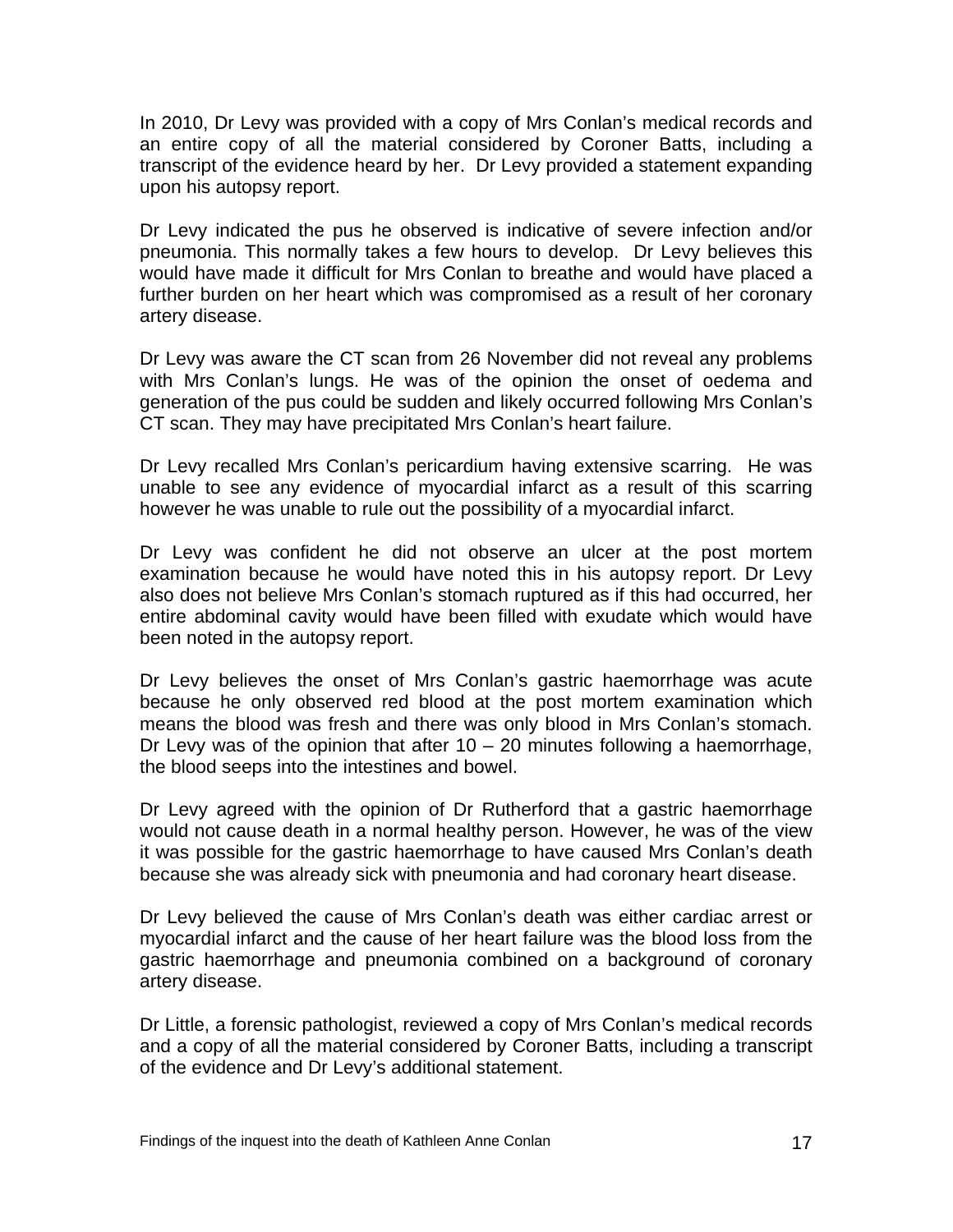In 2010, Dr Levy was provided with a copy of Mrs Conlan's medical records and an entire copy of all the material considered by Coroner Batts, including a transcript of the evidence heard by her. Dr Levy provided a statement expanding upon his autopsy report.

Dr Levy indicated the pus he observed is indicative of severe infection and/or pneumonia. This normally takes a few hours to develop. Dr Levy believes this would have made it difficult for Mrs Conlan to breathe and would have placed a further burden on her heart which was compromised as a result of her coronary artery disease.

Dr Levy was aware the CT scan from 26 November did not reveal any problems with Mrs Conlan's lungs. He was of the opinion the onset of oedema and generation of the pus could be sudden and likely occurred following Mrs Conlan's CT scan. They may have precipitated Mrs Conlan's heart failure.

Dr Levy recalled Mrs Conlan's pericardium having extensive scarring. He was unable to see any evidence of myocardial infarct as a result of this scarring however he was unable to rule out the possibility of a myocardial infarct.

Dr Levy was confident he did not observe an ulcer at the post mortem examination because he would have noted this in his autopsy report. Dr Levy also does not believe Mrs Conlan's stomach ruptured as if this had occurred, her entire abdominal cavity would have been filled with exudate which would have been noted in the autopsy report.

Dr Levy believes the onset of Mrs Conlan's gastric haemorrhage was acute because he only observed red blood at the post mortem examination which means the blood was fresh and there was only blood in Mrs Conlan's stomach. Dr Levy was of the opinion that after 10 – 20 minutes following a haemorrhage, the blood seeps into the intestines and bowel.

Dr Levy agreed with the opinion of Dr Rutherford that a gastric haemorrhage would not cause death in a normal healthy person. However, he was of the view it was possible for the gastric haemorrhage to have caused Mrs Conlan's death because she was already sick with pneumonia and had coronary heart disease.

Dr Levy believed the cause of Mrs Conlan's death was either cardiac arrest or myocardial infarct and the cause of her heart failure was the blood loss from the gastric haemorrhage and pneumonia combined on a background of coronary artery disease.

Dr Little, a forensic pathologist, reviewed a copy of Mrs Conlan's medical records and a copy of all the material considered by Coroner Batts, including a transcript of the evidence and Dr Levy's additional statement.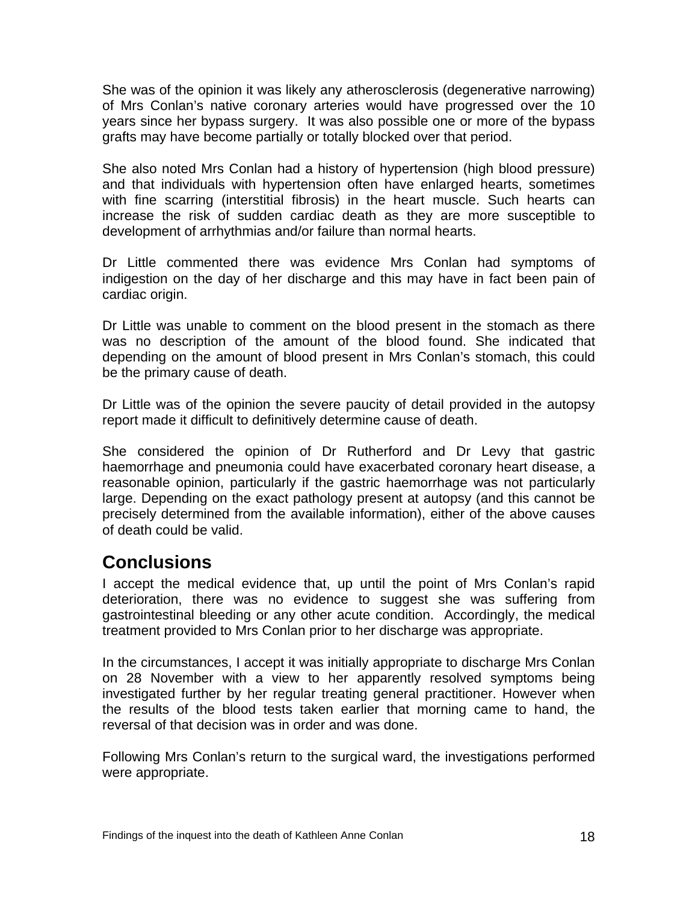She was of the opinion it was likely any atherosclerosis (degenerative narrowing) of Mrs Conlan's native coronary arteries would have progressed over the 10 years since her bypass surgery. It was also possible one or more of the bypass grafts may have become partially or totally blocked over that period.

She also noted Mrs Conlan had a history of hypertension (high blood pressure) and that individuals with hypertension often have enlarged hearts, sometimes with fine scarring (interstitial fibrosis) in the heart muscle. Such hearts can increase the risk of sudden cardiac death as they are more susceptible to development of arrhythmias and/or failure than normal hearts.

Dr Little commented there was evidence Mrs Conlan had symptoms of indigestion on the day of her discharge and this may have in fact been pain of cardiac origin.

Dr Little was unable to comment on the blood present in the stomach as there was no description of the amount of the blood found. She indicated that depending on the amount of blood present in Mrs Conlan's stomach, this could be the primary cause of death.

Dr Little was of the opinion the severe paucity of detail provided in the autopsy report made it difficult to definitively determine cause of death.

She considered the opinion of Dr Rutherford and Dr Levy that gastric haemorrhage and pneumonia could have exacerbated coronary heart disease, a reasonable opinion, particularly if the gastric haemorrhage was not particularly large. Depending on the exact pathology present at autopsy (and this cannot be precisely determined from the available information), either of the above causes of death could be valid.

## Conclusions

I accept the medical evidence that, up until the point of Mrs Conlan's rapid deterioration, there was no evidence to suggest she was suffering from gastrointestinal bleeding or any other acute condition. Accordingly, the medical treatment provided to Mrs Conlan prior to her discharge was appropriate.

In the circumstances, I accept it was initially appropriate to discharge Mrs Conlan on 28 November with a view to her apparently resolved symptoms being investigated further by her regular treating general practitioner. However when the results of the blood tests taken earlier that morning came to hand, the reversal of that decision was in order and was done.

Following Mrs Conlan's return to the surgical ward, the investigations performed were appropriate.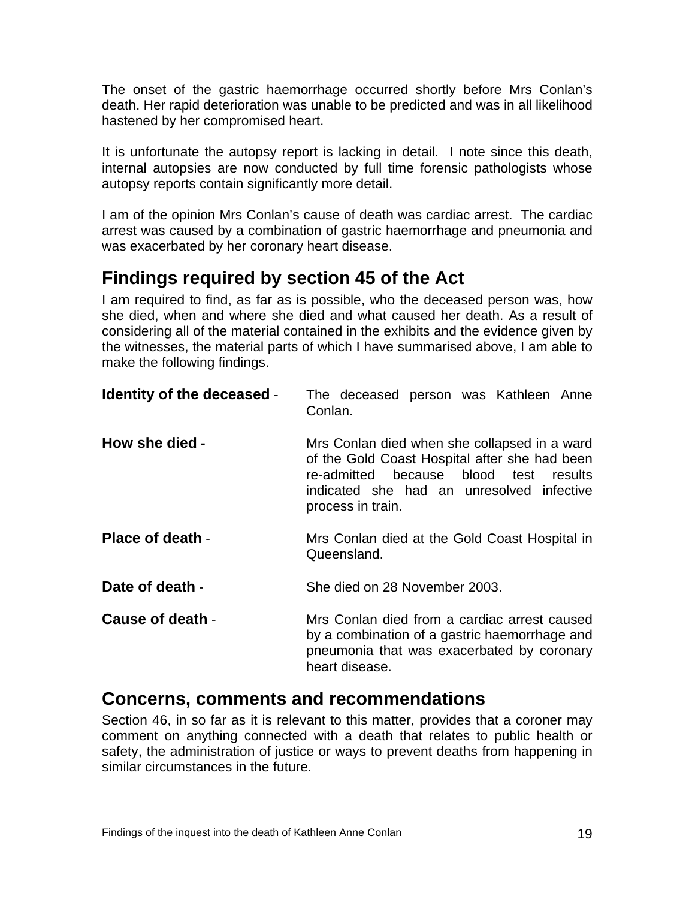The onset of the gastric haemorrhage occurred shortly before Mrs Conlan's death. Her rapid deterioration was unable to be predicted and was in all likelihood hastened by her compromised heart.

It is unfortunate the autopsy report is lacking in detail. I note since this death, internal autopsies are now conducted by full time forensic pathologists whose autopsy reports contain significantly more detail.

I am of the opinion Mrs Conlan's cause of death was cardiac arrest. The cardiac arrest was caused by a combination of gastric haemorrhage and pneumonia and was exacerbated by her coronary heart disease.

## Findings required by section 45 of the Act

I am required to find, as far as is possible, who the deceased person was, how she died, when and where she died and what caused her death. As a result of considering all of the material contained in the exhibits and the evidence given by the witnesses, the material parts of which I have summarised above, I am able to make the following findings.

**Identity of the deceased** - The deceased person was Kathleen Anne Conlan.

**How she died -** Mrs Conlan died when she collapsed in a ward of the Gold Coast Hospital after she had been re-admitted because blood test results indicated she had an unresolved infective process in train.

**Place of death** - Mrs Conlan died at the Gold Coast Hospital in Queensland.

**Date of death** - She died on 28 November 2003.

**Cause of death** - Mrs Conlan died from a cardiac arrest caused by a combination of a gastric haemorrhage and pneumonia that was exacerbated by coronary heart disease.

## Concerns, comments and recommendations

Section 46, in so far as it is relevant to this matter, provides that a coroner may comment on anything connected with a death that relates to public health or safety, the administration of justice or ways to prevent deaths from happening in similar circumstances in the future.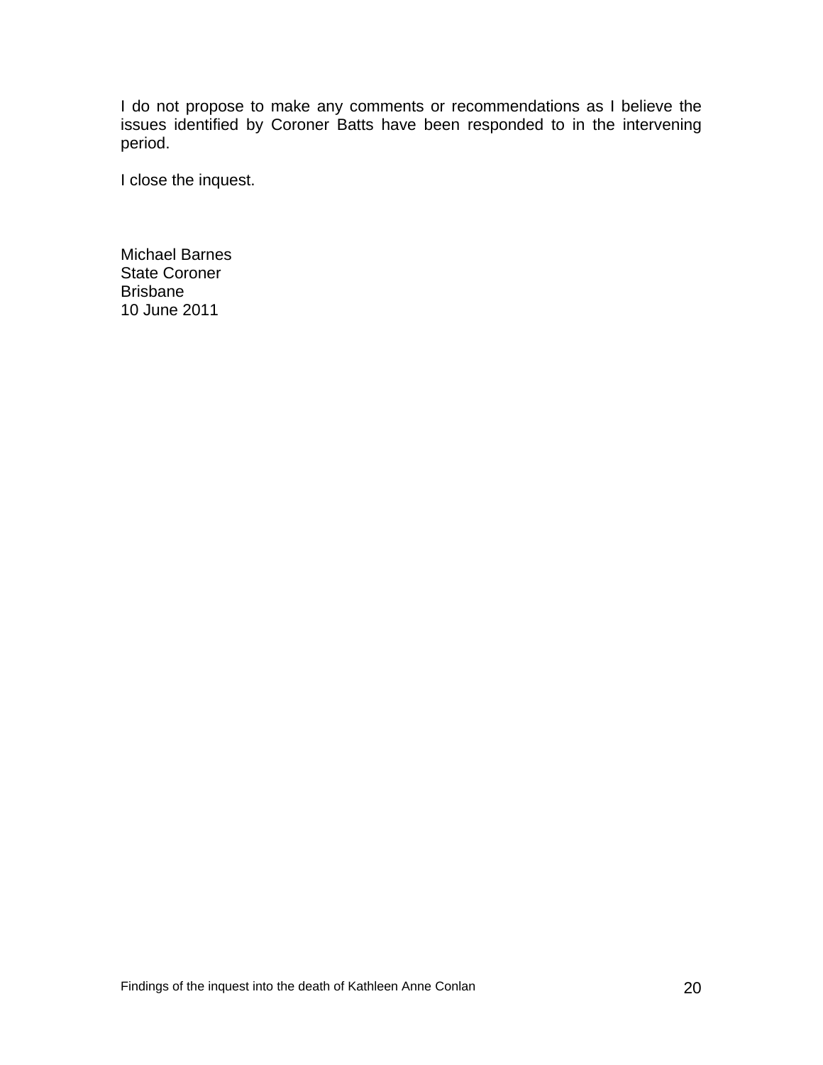I do not propose to make any comments or recommendations as I believe the issues identified by Coroner Batts have been responded to in the intervening period.

I close the inquest.

Michael Barnes
State Coroner
Brisbane
10 June 2011